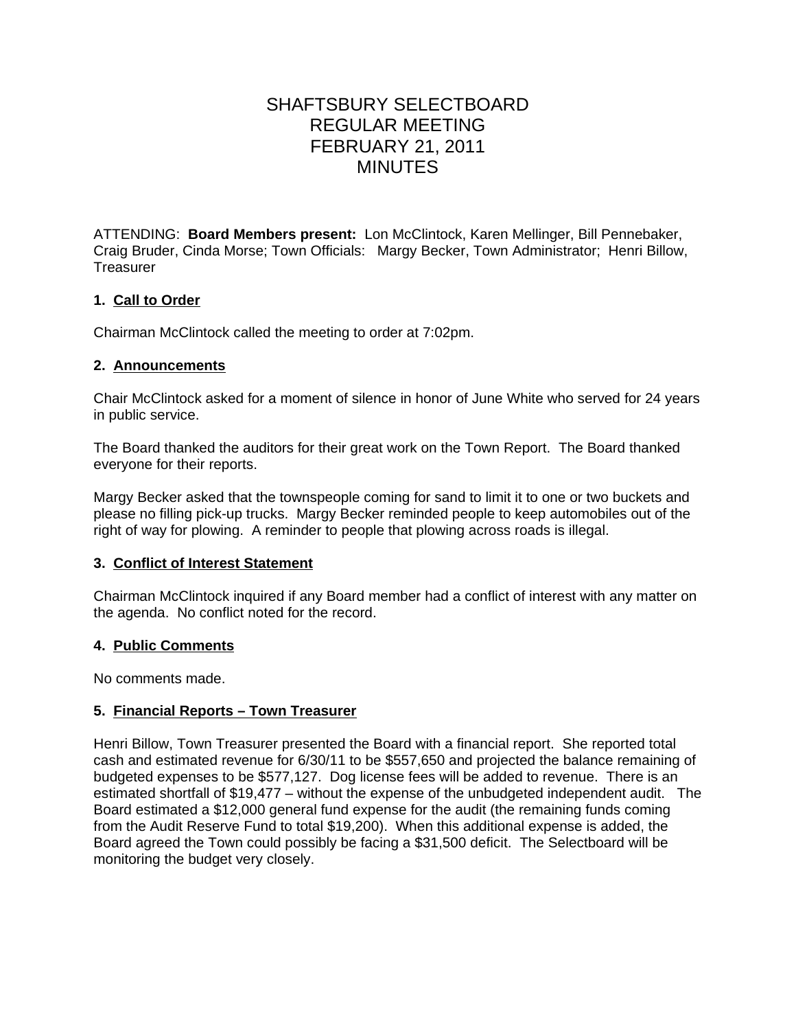# SHAFTSBURY SELECTBOARD
# REGULAR MEETING
# FEBRUARY 21, 2011
# MINUTES

ATTENDING: **Board Members present:** Lon McClintock, Karen Mellinger, Bill Pennebaker, Craig Bruder, Cinda Morse; Town Officials: Margy Becker, Town Administrator; Henri Billow, Treasurer

### 1. Call to Order

Chairman McClintock called the meeting to order at 7:02pm.

### 2. Announcements

Chair McClintock asked for a moment of silence in honor of June White who served for 24 years in public service.

The Board thanked the auditors for their great work on the Town Report. The Board thanked everyone for their reports.

Margy Becker asked that the townspeople coming for sand to limit it to one or two buckets and please no filling pick-up trucks. Margy Becker reminded people to keep automobiles out of the right of way for plowing. A reminder to people that plowing across roads is illegal.

### 3. Conflict of Interest Statement

Chairman McClintock inquired if any Board member had a conflict of interest with any matter on the agenda. No conflict noted for the record.

### 4. Public Comments

No comments made.

### 5. Financial Reports – Town Treasurer

Henri Billow, Town Treasurer presented the Board with a financial report. She reported total cash and estimated revenue for 6/30/11 to be $557,650 and projected the balance remaining of budgeted expenses to be $577,127. Dog license fees will be added to revenue. There is an estimated shortfall of $19,477 – without the expense of the unbudgeted independent audit. The Board estimated a $12,000 general fund expense for the audit (the remaining funds coming from the Audit Reserve Fund to total $19,200). When this additional expense is added, the Board agreed the Town could possibly be facing a $31,500 deficit. The Selectboard will be monitoring the budget very closely.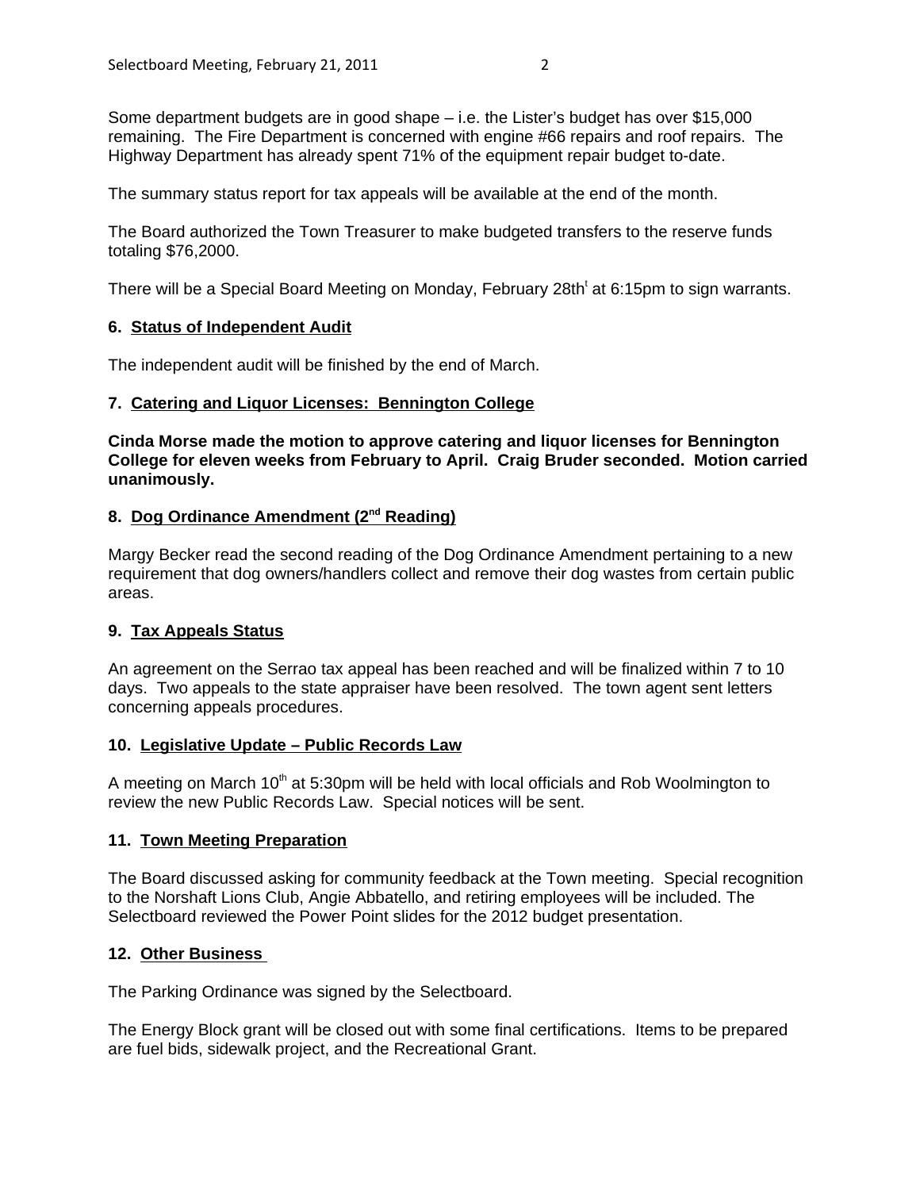Some department budgets are in good shape – i.e. the Lister's budget has over $15,000 remaining. The Fire Department is concerned with engine #66 repairs and roof repairs. The Highway Department has already spent 71% of the equipment repair budget to-date.

The summary status report for tax appeals will be available at the end of the month.

The Board authorized the Town Treasurer to make budgeted transfers to the reserve funds totaling $76,2000.

There will be a Special Board Meeting on Monday, February 28th[t] at 6:15pm to sign warrants.

### 6. Status of Independent Audit

The independent audit will be finished by the end of March.

### 7. Catering and Liquor Licenses: Bennington College

**Cinda Morse made the motion to approve catering and liquor licenses for Bennington College for eleven weeks from February to April. Craig Bruder seconded. Motion carried unanimously.**

### 8. Dog Ordinance Amendment (2nd Reading)

Margy Becker read the second reading of the Dog Ordinance Amendment pertaining to a new requirement that dog owners/handlers collect and remove their dog wastes from certain public areas.

### 9. Tax Appeals Status

An agreement on the Serrao tax appeal has been reached and will be finalized within 7 to 10 days. Two appeals to the state appraiser have been resolved. The town agent sent letters concerning appeals procedures.

### 10. Legislative Update – Public Records Law

A meeting on March 10th at 5:30pm will be held with local officials and Rob Woolmington to review the new Public Records Law. Special notices will be sent.

### 11. Town Meeting Preparation

The Board discussed asking for community feedback at the Town meeting. Special recognition to the Norshaft Lions Club, Angie Abbatello, and retiring employees will be included. The Selectboard reviewed the Power Point slides for the 2012 budget presentation.

### 12. Other Business

The Parking Ordinance was signed by the Selectboard.

The Energy Block grant will be closed out with some final certifications. Items to be prepared are fuel bids, sidewalk project, and the Recreational Grant.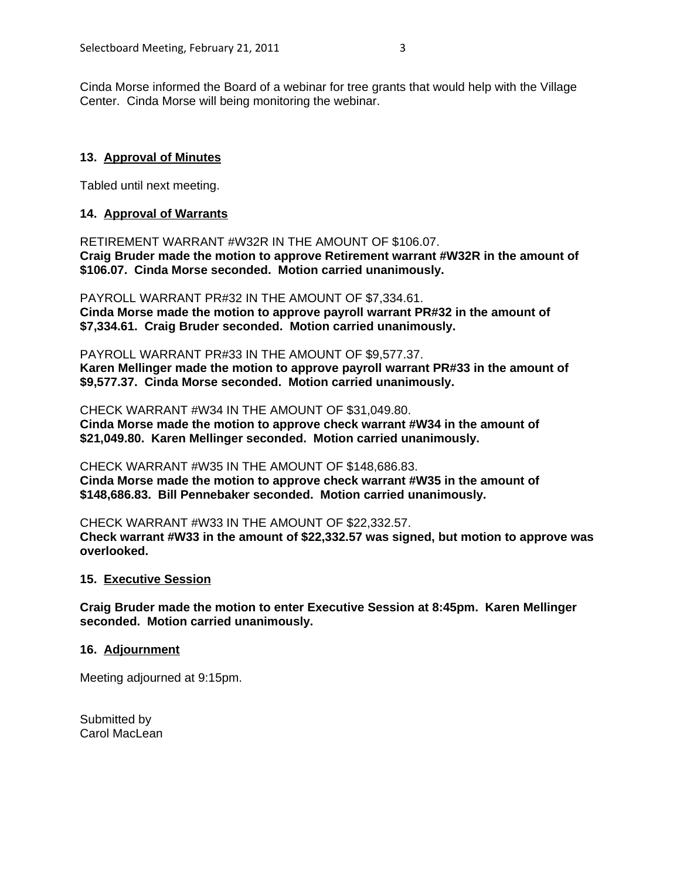Cinda Morse informed the Board of a webinar for tree grants that would help with the Village Center. Cinda Morse will being monitoring the webinar.

**13. Approval of Minutes**

Tabled until next meeting.

**14. Approval of Warrants**

RETIREMENT WARRANT #W32R IN THE AMOUNT OF $106.07.
**Craig Bruder made the motion to approve Retirement warrant #W32R in the amount of $106.07. Cinda Morse seconded. Motion carried unanimously.**

PAYROLL WARRANT PR#32 IN THE AMOUNT OF $7,334.61.
**Cinda Morse made the motion to approve payroll warrant PR#32 in the amount of $7,334.61. Craig Bruder seconded. Motion carried unanimously.**

PAYROLL WARRANT PR#33 IN THE AMOUNT OF $9,577.37.
**Karen Mellinger made the motion to approve payroll warrant PR#33 in the amount of $9,577.37. Cinda Morse seconded. Motion carried unanimously.**

CHECK WARRANT #W34 IN THE AMOUNT OF $31,049.80.
**Cinda Morse made the motion to approve check warrant #W34 in the amount of $21,049.80. Karen Mellinger seconded. Motion carried unanimously.**

CHECK WARRANT #W35 IN THE AMOUNT OF $148,686.83.
**Cinda Morse made the motion to approve check warrant #W35 in the amount of $148,686.83. Bill Pennebaker seconded. Motion carried unanimously.**

CHECK WARRANT #W33 IN THE AMOUNT OF $22,332.57.
**Check warrant #W33 in the amount of $22,332.57 was signed, but motion to approve was overlooked.**

**15. Executive Session**

**Craig Bruder made the motion to enter Executive Session at 8:45pm. Karen Mellinger seconded. Motion carried unanimously.**

**16. Adjournment**

Meeting adjourned at 9:15pm.

Submitted by
Carol MacLean